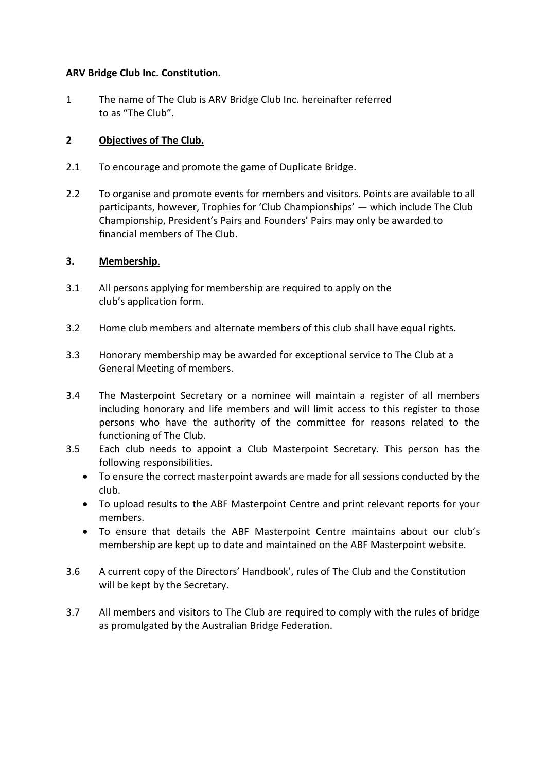**ARV Bridge Club Inc. Constitution.**

1 The name of The Club is ARV Bridge Club Inc. hereinafter referred to as "The Club".

## 2 Objectives of The Club.

2.1 To encourage and promote the game of Duplicate Bridge.

2.2 To organise and promote events for members and visitors. Points are available to all participants, however, Trophies for 'Club Championships' — which include The Club Championship, President's Pairs and Founders' Pairs may only be awarded to financial members of The Club.

## 3. Membership.

3.1 All persons applying for membership are required to apply on the club's application form.

3.2 Home club members and alternate members of this club shall have equal rights.

3.3 Honorary membership may be awarded for exceptional service to The Club at a General Meeting of members.

3.4 The Masterpoint Secretary or a nominee will maintain a register of all members including honorary and life members and will limit access to this register to those persons who have the authority of the committee for reasons related to the functioning of The Club.

3.5 Each club needs to appoint a Club Masterpoint Secretary. This person has the following responsibilities.

- To ensure the correct masterpoint awards are made for all sessions conducted by the club.
- To upload results to the ABF Masterpoint Centre and print relevant reports for your members.
- To ensure that details the ABF Masterpoint Centre maintains about our club's membership are kept up to date and maintained on the ABF Masterpoint website.

3.6 A current copy of the Directors' Handbook', rules of The Club and the Constitution will be kept by the Secretary.

3.7 All members and visitors to The Club are required to comply with the rules of bridge as promulgated by the Australian Bridge Federation.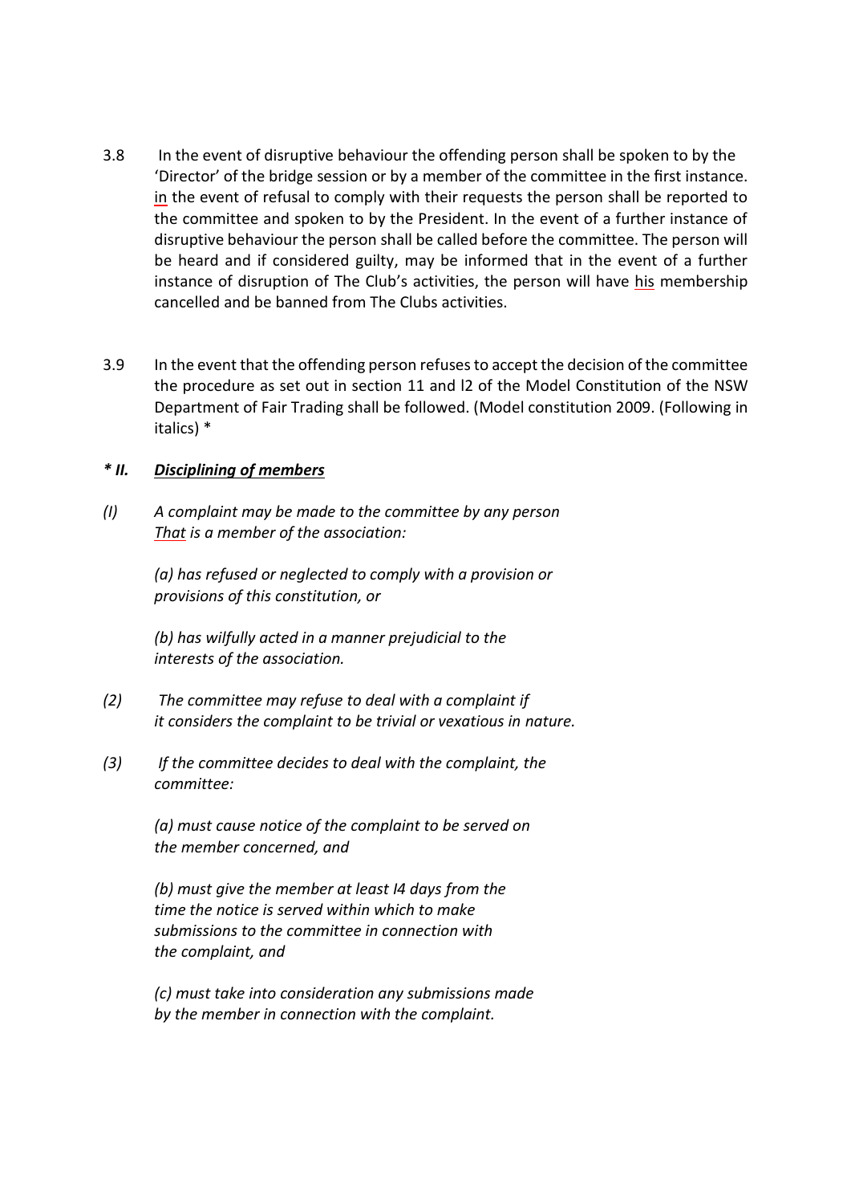3.8 In the event of disruptive behaviour the offending person shall be spoken to by the 'Director' of the bridge session or by a member of the committee in the first instance. in the event of refusal to comply with their requests the person shall be reported to the committee and spoken to by the President. In the event of a further instance of disruptive behaviour the person shall be called before the committee. The person will be heard and if considered guilty, may be informed that in the event of a further instance of disruption of The Club's activities, the person will have his membership cancelled and be banned from The Clubs activities.

3.9 In the event that the offending person refuses to accept the decision of the committee the procedure as set out in section 11 and l2 of the Model Constitution of the NSW Department of Fair Trading shall be followed. (Model constitution 2009. (Following in italics) *

***II. *Disciplining of members***

*(I) A complaint may be made to the committee by any person That is a member of the association:*

*(a) has refused or neglected to comply with a provision or provisions of this constitution, or*

*(b) has wilfully acted in a manner prejudicial to the interests of the association.*

*(2) The committee may refuse to deal with a complaint if it considers the complaint to be trivial or vexatious in nature.*

*(3) If the committee decides to deal with the complaint, the committee:*

*(a) must cause notice of the complaint to be served on the member concerned, and*

*(b) must give the member at least I4 days from the time the notice is served within which to make submissions to the committee in connection with the complaint, and*

*(c) must take into consideration any submissions made by the member in connection with the complaint.*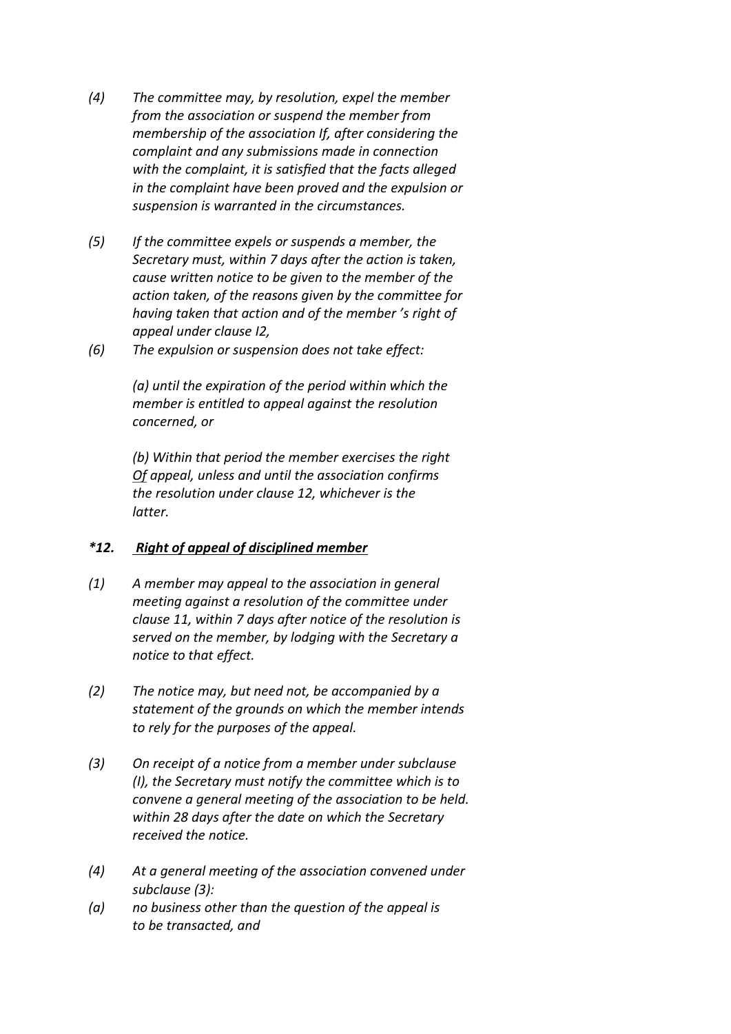*(4) The committee may, by resolution, expel the member from the association or suspend the member from membership of the association If, after considering the complaint and any submissions made in connection with the complaint, it is satisfied that the facts alleged in the complaint have been proved and the expulsion or suspension is warranted in the circumstances.*

*(5) If the committee expels or suspends a member, the Secretary must, within 7 days after the action is taken, cause written notice to be given to the member of the action taken, of the reasons given by the committee for having taken that action and of the member 's right of appeal under clause I2,*

*(6) The expulsion or suspension does not take effect:*

*(a) until the expiration of the period within which the member is entitled to appeal against the resolution concerned, or*

*(b) Within that period the member exercises the right Of appeal, unless and until the association confirms the resolution under clause 12, whichever is the latter.*

### ***12. Right of appeal of disciplined member***

*(1) A member may appeal to the association in general meeting against a resolution of the committee under clause 11, within 7 days after notice of the resolution is served on the member, by lodging with the Secretary a notice to that effect.*

*(2) The notice may, but need not, be accompanied by a statement of the grounds on which the member intends to rely for the purposes of the appeal.*

*(3) On receipt of a notice from a member under subclause (I), the Secretary must notify the committee which is to convene a general meeting of the association to be held. within 28 days after the date on which the Secretary received the notice.*

*(4) At a general meeting of the association convened under subclause (3):*

*(a) no business other than the question of the appeal is to be transacted, and*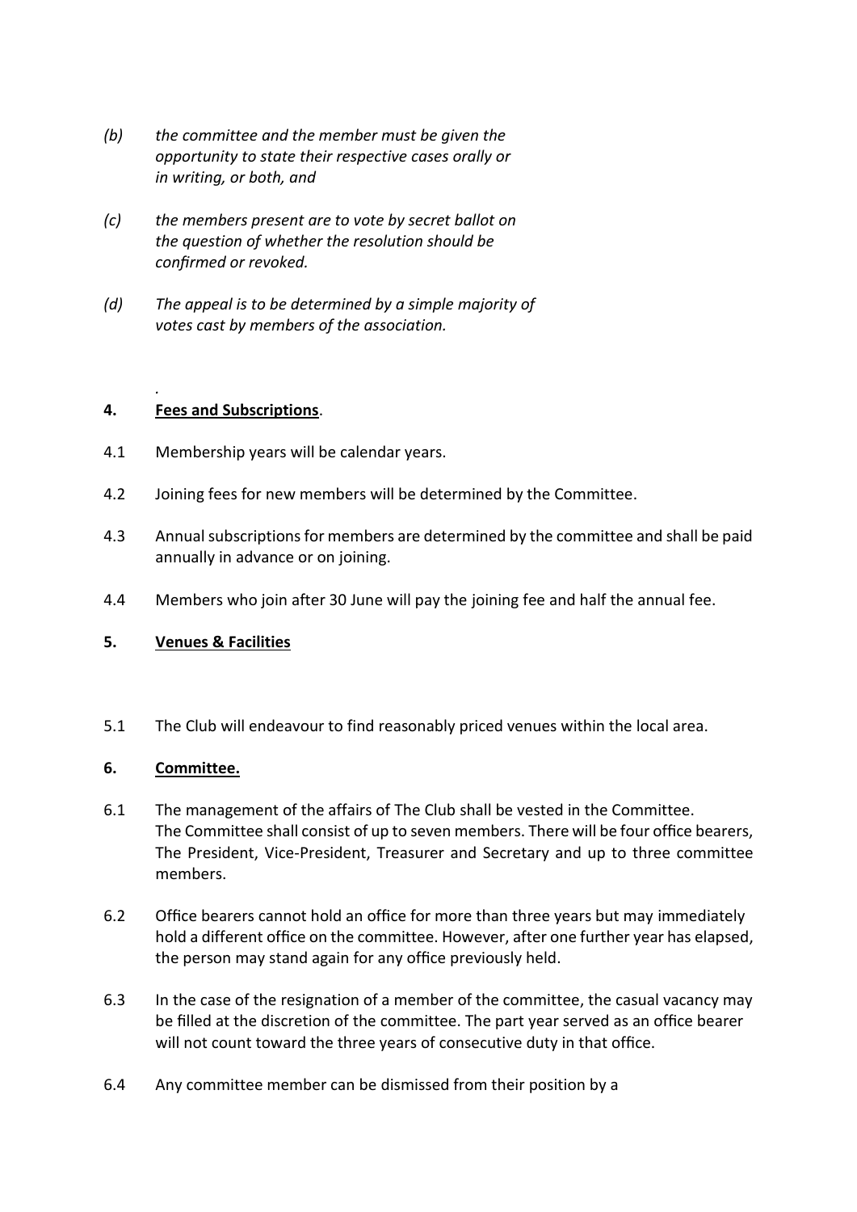*(b) the committee and the member must be given the opportunity to state their respective cases orally or in writing, or both, and*

*(c) the members present are to vote by secret ballot on the question of whether the resolution should be confirmed or revoked.*

*(d) The appeal is to be determined by a simple majority of votes cast by members of the association.*

*.*

**4. <u>Fees and Subscriptions</u>**.

4.1 Membership years will be calendar years.

4.2 Joining fees for new members will be determined by the Committee.

4.3 Annual subscriptions for members are determined by the committee and shall be paid annually in advance or on joining.

4.4 Members who join after 30 June will pay the joining fee and half the annual fee.

**5. <u>Venues & Facilities</u>**

5.1 The Club will endeavour to find reasonably priced venues within the local area.

**6. <u>Committee.</u>**

6.1 The management of the affairs of The Club shall be vested in the Committee. The Committee shall consist of up to seven members. There will be four office bearers, The President, Vice-President, Treasurer and Secretary and up to three committee members.

6.2 Office bearers cannot hold an office for more than three years but may immediately hold a different office on the committee. However, after one further year has elapsed, the person may stand again for any office previously held.

6.3 In the case of the resignation of a member of the committee, the casual vacancy may be filled at the discretion of the committee. The part year served as an office bearer will not count toward the three years of consecutive duty in that office.

6.4 Any committee member can be dismissed from their position by a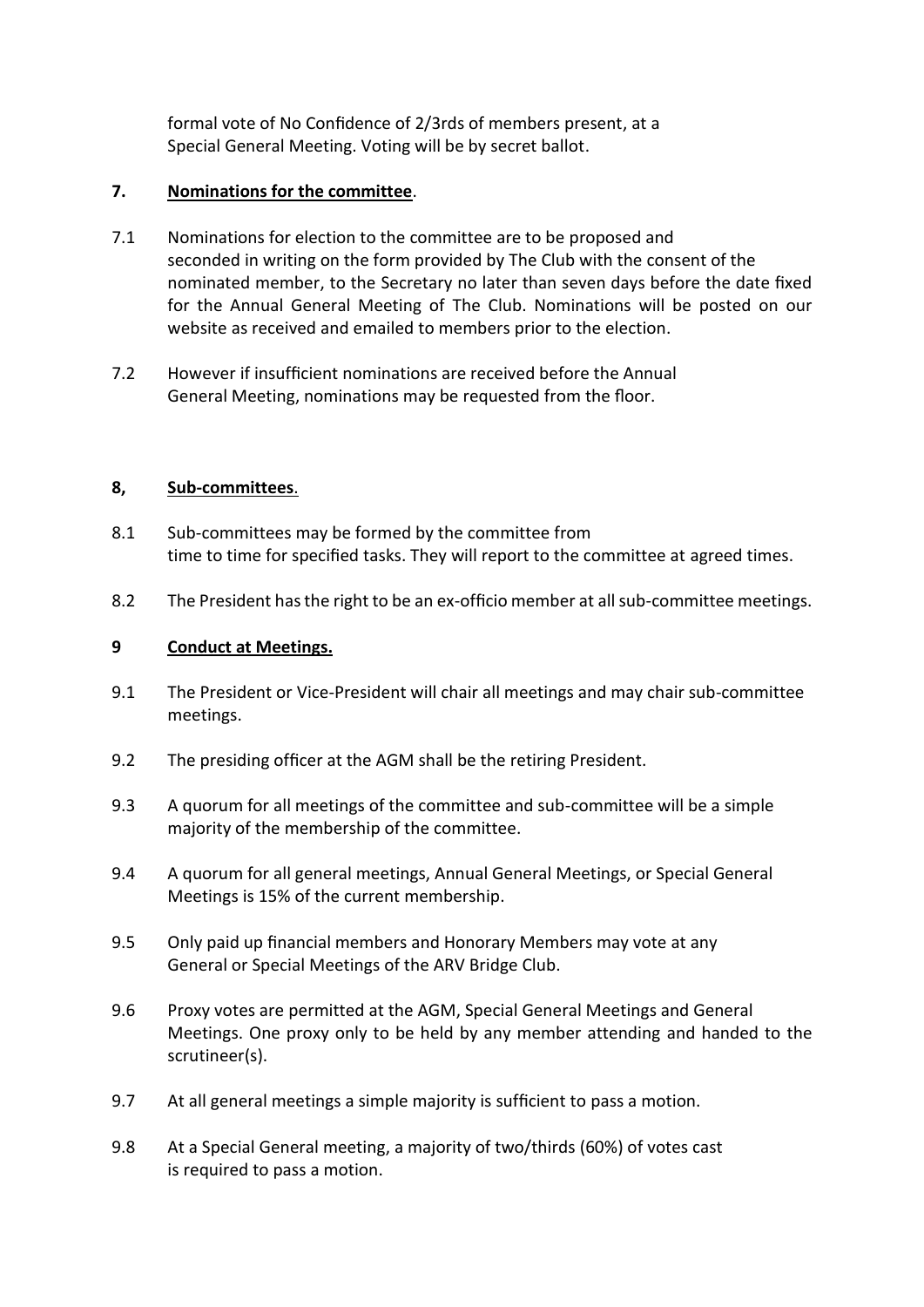formal vote of No Confidence of 2/3rds of members present, at a Special General Meeting. Voting will be by secret ballot.

## 7. Nominations for the committee.

7.1 Nominations for election to the committee are to be proposed and seconded in writing on the form provided by The Club with the consent of the nominated member, to the Secretary no later than seven days before the date fixed for the Annual General Meeting of The Club. Nominations will be posted on our website as received and emailed to members prior to the election.

7.2 However if insufficient nominations are received before the Annual General Meeting, nominations may be requested from the floor.

## 8, Sub-committees.

8.1 Sub-committees may be formed by the committee from time to time for specified tasks. They will report to the committee at agreed times.

8.2 The President has the right to be an ex-officio member at all sub-committee meetings.

## 9 Conduct at Meetings.

9.1 The President or Vice-President will chair all meetings and may chair sub-committee meetings.

9.2 The presiding officer at the AGM shall be the retiring President.

9.3 A quorum for all meetings of the committee and sub-committee will be a simple majority of the membership of the committee.

9.4 A quorum for all general meetings, Annual General Meetings, or Special General Meetings is 15% of the current membership.

9.5 Only paid up financial members and Honorary Members may vote at any General or Special Meetings of the ARV Bridge Club.

9.6 Proxy votes are permitted at the AGM, Special General Meetings and General Meetings. One proxy only to be held by any member attending and handed to the scrutineer(s).

9.7 At all general meetings a simple majority is sufficient to pass a motion.

9.8 At a Special General meeting, a majority of two/thirds (60%) of votes cast is required to pass a motion.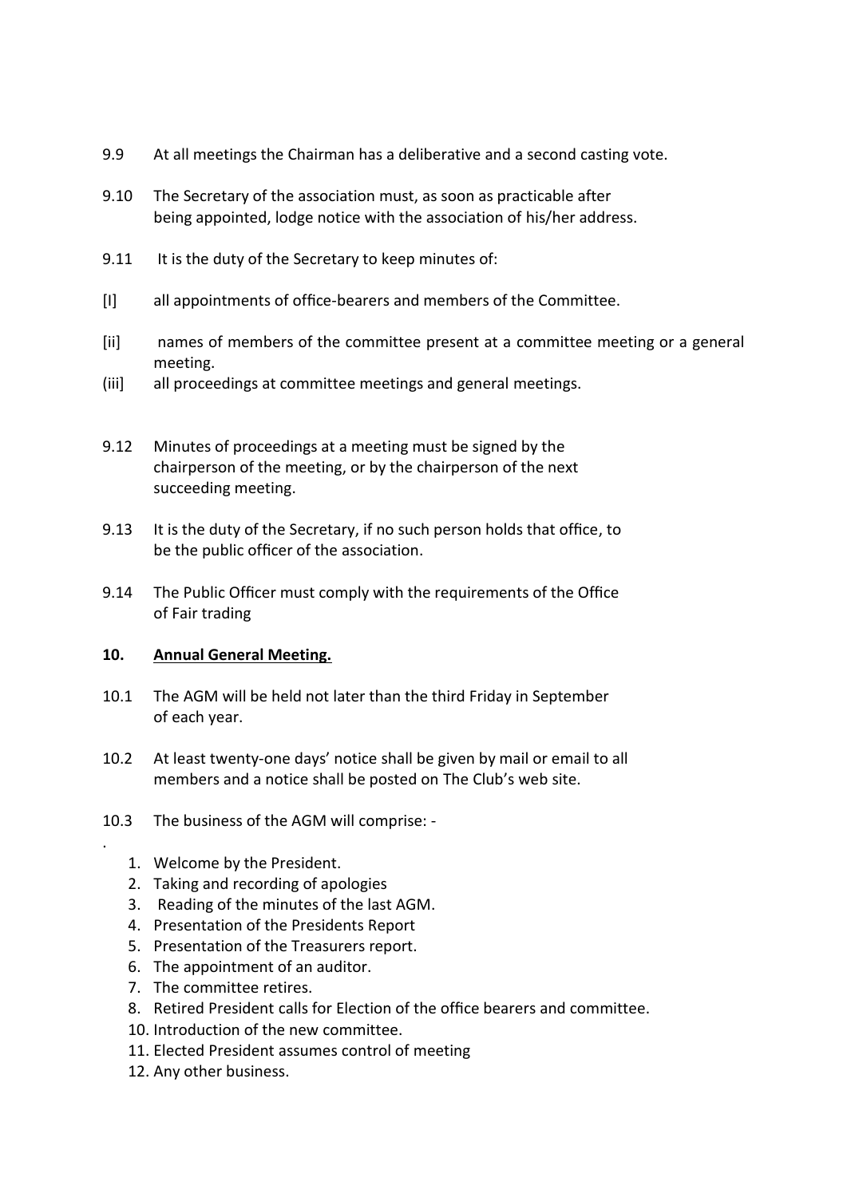9.9 At all meetings the Chairman has a deliberative and a second casting vote.

9.10 The Secretary of the association must, as soon as practicable after being appointed, lodge notice with the association of his/her address.

9.11 It is the duty of the Secretary to keep minutes of:

[I] all appointments of office-bearers and members of the Committee.

[ii] names of members of the committee present at a committee meeting or a general meeting.

(iii) all proceedings at committee meetings and general meetings.

9.12 Minutes of proceedings at a meeting must be signed by the chairperson of the meeting, or by the chairperson of the next succeeding meeting.

9.13 It is the duty of the Secretary, if no such person holds that office, to be the public officer of the association.

9.14 The Public Officer must comply with the requirements of the Office of Fair trading

## 10. Annual General Meeting.

10.1 The AGM will be held not later than the third Friday in September of each year.

10.2 At least twenty-one days' notice shall be given by mail or email to all members and a notice shall be posted on The Club's web site.

10.3 The business of the AGM will comprise: -

.

1. Welcome by the President.
2. Taking and recording of apologies
3. Reading of the minutes of the last AGM.
4. Presentation of the Presidents Report
5. Presentation of the Treasurers report.
6. The appointment of an auditor.
7. The committee retires.
8. Retired President calls for Election of the office bearers and committee.

10. Introduction of the new committee.
11. Elected President assumes control of meeting
12. Any other business.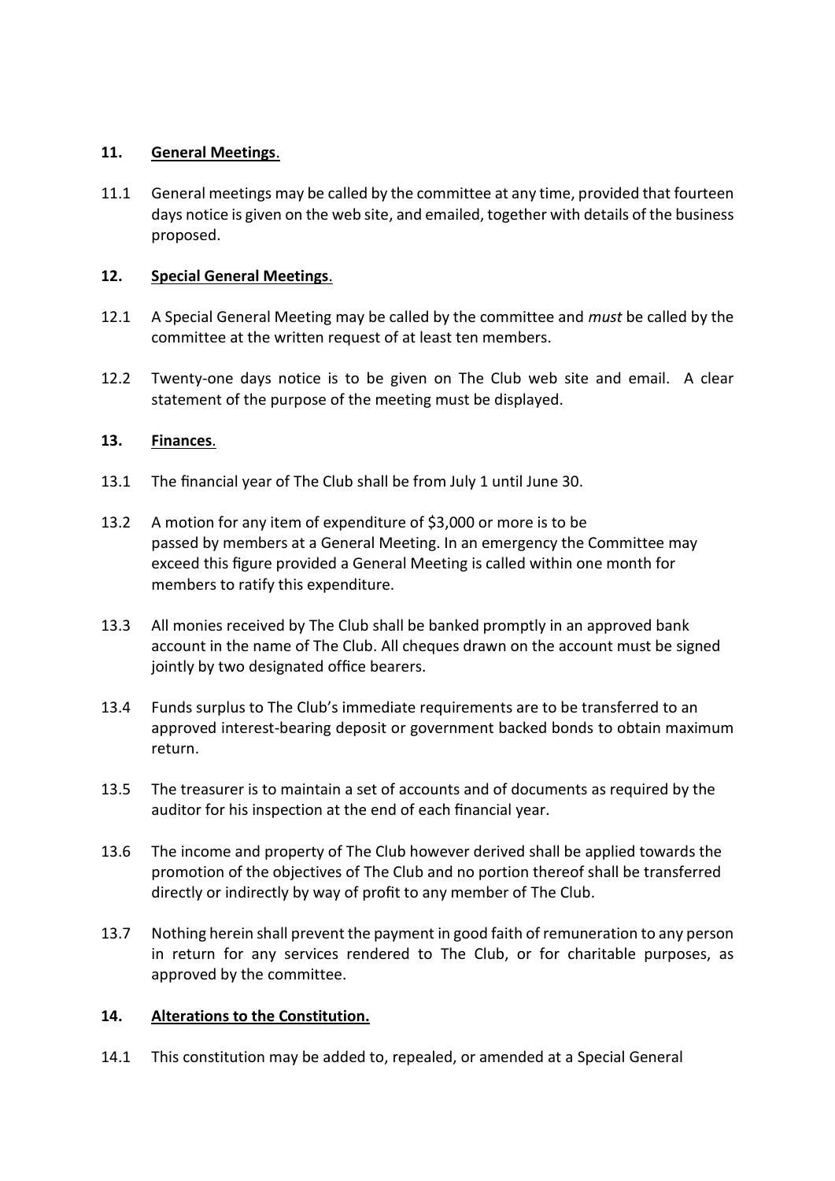**11. General Meetings.**

11.1 General meetings may be called by the committee at any time, provided that fourteen days notice is given on the web site, and emailed, together with details of the business proposed.

**12. Special General Meetings.**

12.1 A Special General Meeting may be called by the committee and *must* be called by the committee at the written request of at least ten members.

12.2 Twenty-one days notice is to be given on The Club web site and email. A clear statement of the purpose of the meeting must be displayed.

**13. Finances.**

13.1 The financial year of The Club shall be from July 1 until June 30.

13.2 A motion for any item of expenditure of $3,000 or more is to be passed by members at a General Meeting. In an emergency the Committee may exceed this figure provided a General Meeting is called within one month for members to ratify this expenditure.

13.3 All monies received by The Club shall be banked promptly in an approved bank account in the name of The Club. All cheques drawn on the account must be signed jointly by two designated office bearers.

13.4 Funds surplus to The Club's immediate requirements are to be transferred to an approved interest-bearing deposit or government backed bonds to obtain maximum return.

13.5 The treasurer is to maintain a set of accounts and of documents as required by the auditor for his inspection at the end of each financial year.

13.6 The income and property of The Club however derived shall be applied towards the promotion of the objectives of The Club and no portion thereof shall be transferred directly or indirectly by way of profit to any member of The Club.

13.7 Nothing herein shall prevent the payment in good faith of remuneration to any person in return for any services rendered to The Club, or for charitable purposes, as approved by the committee.

**14. Alterations to the Constitution.**

14.1 This constitution may be added to, repealed, or amended at a Special General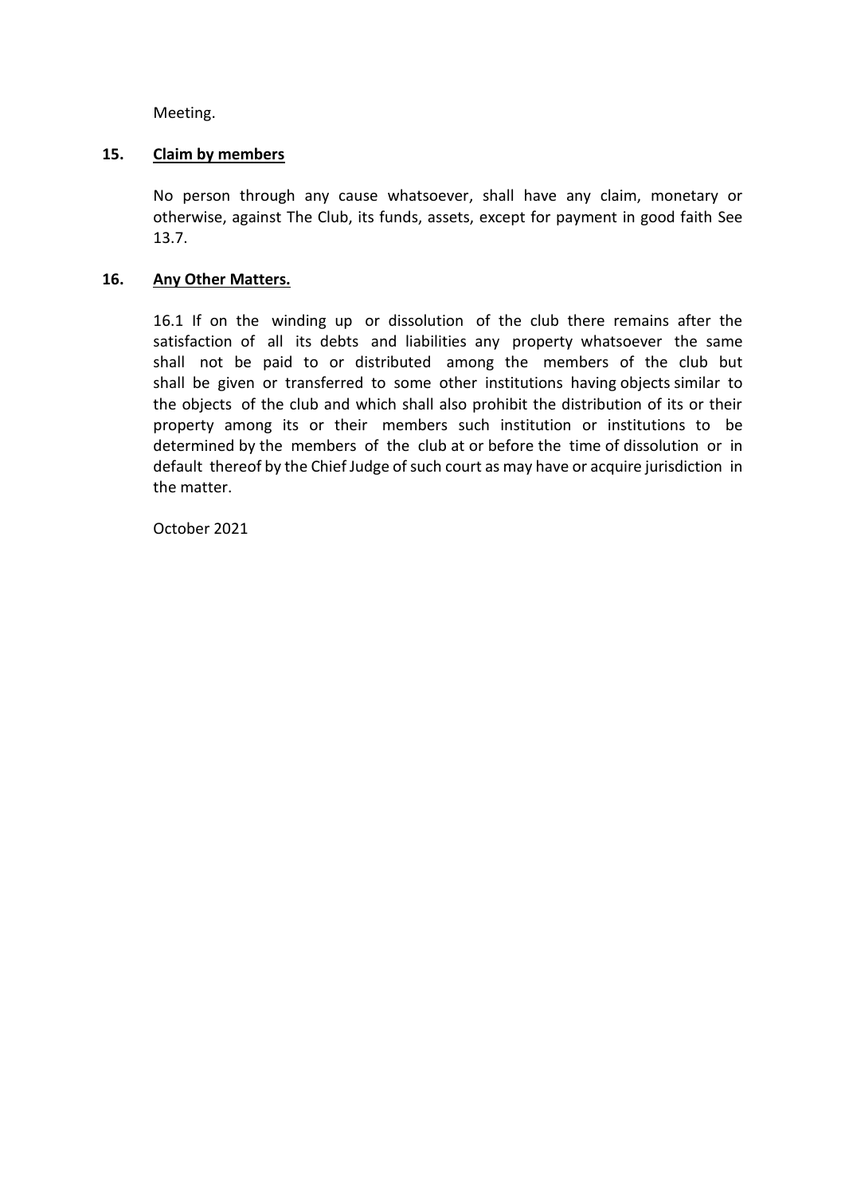Meeting.

## 15. Claim by members

No person through any cause whatsoever, shall have any claim, monetary or otherwise, against The Club, its funds, assets, except for payment in good faith See 13.7.

## 16. Any Other Matters.

16.1 If on the winding up or dissolution of the club there remains after the satisfaction of all its debts and liabilities any property whatsoever the same shall not be paid to or distributed among the members of the club but shall be given or transferred to some other institutions having objects similar to the objects of the club and which shall also prohibit the distribution of its or their property among its or their members such institution or institutions to be determined by the members of the club at or before the time of dissolution or in default thereof by the Chief Judge of such court as may have or acquire jurisdiction in the matter.

October 2021